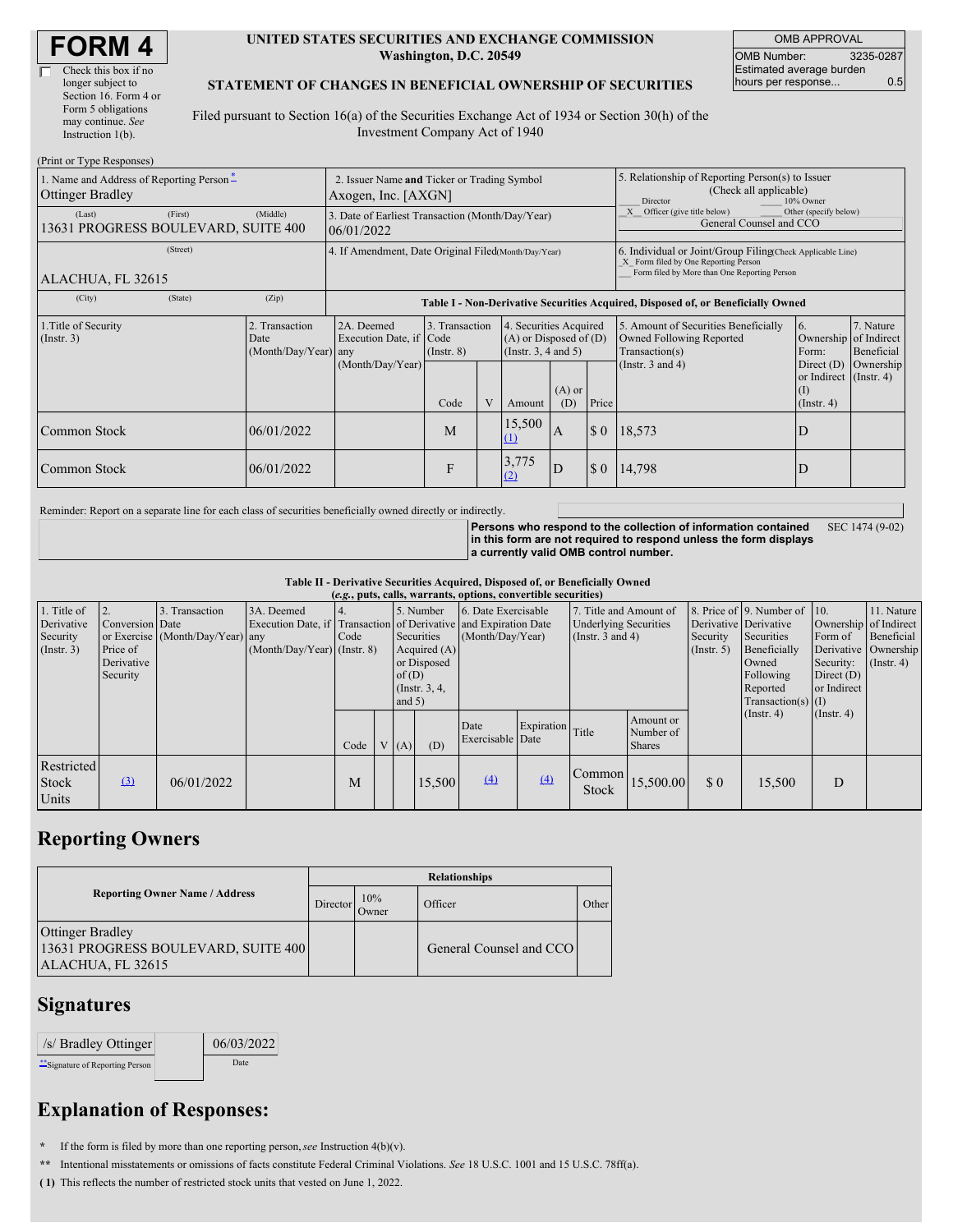# FORM 4

☐ Check this box if no longer subject to Section 16. Form 4 or Form 5 obligations may continue. *See* Instruction 1(b).

**UNITED STATES SECURITIES AND EXCHANGE COMMISSION**
**Washington, D.C. 20549**

**STATEMENT OF CHANGES IN BENEFICIAL OWNERSHIP OF SECURITIES**

Filed pursuant to Section 16(a) of the Securities Exchange Act of 1934 or Section 30(h) of the Investment Company Act of 1940

| OMB APPROVAL | |
|---|---|
| OMB Number: | 3235-0287 |
| Estimated average burden hours per response... | 0.5 |

(Print or Type Responses)

| | | |
|---|---|---|
| 1. Name and Address of Reporting Person *<br>Ottinger Bradley<br>(Last) (First) (Middle)<br>13631 PROGRESS BOULEVARD, SUITE 400<br>(Street)<br>ALACHUA, FL 32615<br>(City) (State) (Zip) | 2. Issuer Name **and** Ticker or Trading Symbol<br>Axogen, Inc. [AXGN]<br>3. Date of Earliest Transaction (Month/Day/Year)<br>06/01/2022<br>4. If Amendment, Date Original Filed (Month/Day/Year) | 5. Relationship of Reporting Person(s) to Issuer (Check all applicable)<br>\_\_ Director \_\_ 10% Owner<br>\_X\_ Officer (give title below) \_\_ Other (specify below)<br>General Counsel and CCO<br>6. Individual or Joint/Group Filing (Check Applicable Line)<br>\_X\_ Form filed by One Reporting Person<br>\_\_ Form filed by More than One Reporting Person |

**Table I - Non-Derivative Securities Acquired, Disposed of, or Beneficially Owned**

| 1.Title of Security (Instr. 3) | 2. Transaction Date (Month/Day/Year) | 2A. Deemed Execution Date, if any (Month/Day/Year) | 3. Transaction Code (Instr. 8) | | 4. Securities Acquired (A) or Disposed of (D) (Instr. 3, 4 and 5) | | | 5. Amount of Securities Beneficially Owned Following Reported Transaction(s) (Instr. 3 and 4) | 6. Ownership Form: Direct (D) or Indirect (I) (Instr. 4) | 7. Nature of Indirect Beneficial Ownership (Instr. 4) |
|---|---|---|---|---|---|---|---|---|---|---|
| | | | Code | V | Amount | (A) or (D) | Price | | | |
| Common Stock | 06/01/2022 | | M | | 15,500 (1) | A | $ 0 | 18,573 | D | |
| Common Stock | 06/01/2022 | | F | | 3,775 (2) | D | $ 0 | 14,798 | D | |

Reminder: Report on a separate line for each class of securities beneficially owned directly or indirectly.

**Persons who respond to the collection of information contained in this form are not required to respond unless the form displays a currently valid OMB control number.** SEC 1474 (9-02)

**Table II - Derivative Securities Acquired, Disposed of, or Beneficially Owned**
**(*e.g.*, puts, calls, warrants, options, convertible securities)**

| 1. Title of Derivative Security (Instr. 3) | 2. Conversion or Exercise Price of Derivative Security | 3. Transaction Date (Month/Day/Year) | 3A. Deemed Execution Date, if any (Month/Day/Year) | 4. Transaction Code (Instr. 8) | | 5. Number of Derivative Securities Acquired (A) or Disposed of (D) (Instr. 3, 4, and 5) | | 6. Date Exercisable and Expiration Date (Month/Day/Year) | | 7. Title and Amount of Underlying Securities (Instr. 3 and 4) | | 8. Price of Derivative Security (Instr. 5) | 9. Number of Derivative Securities Beneficially Owned Following Reported Transaction(s) (Instr. 4) | 10. Ownership Form of Derivative Security: Direct (D) or Indirect (I) (Instr. 4) | 11. Nature of Indirect Beneficial Ownership (Instr. 4) |
|---|---|---|---|---|---|---|---|---|---|---|---|---|---|---|---|
| | | | | Code | V | (A) | (D) | Date Exercisable | Expiration Date | Title | Amount or Number of Shares | | | | |
| Restricted Stock Units | (3) | 06/01/2022 | | M | | | 15,500 | (4) | (4) | Common Stock | 15,500.00 | $ 0 | 15,500 | D | |

## Reporting Owners

| Reporting Owner Name / Address | Relationships | | | |
|---|---|---|---|---|
| | Director | 10% Owner | Officer | Other |
| Ottinger Bradley<br>13631 PROGRESS BOULEVARD, SUITE 400<br>ALACHUA, FL 32615 | | | General Counsel and CCO | |

## Signatures

| /s/ Bradley Ottinger | 06/03/2022 |
|---|---|
| **Signature of Reporting Person | Date |

## Explanation of Responses:

\* If the form is filed by more than one reporting person, *see* Instruction 4(b)(v).

\*\* Intentional misstatements or omissions of facts constitute Federal Criminal Violations. *See* 18 U.S.C. 1001 and 15 U.S.C. 78ff(a).

**( 1)** This reflects the number of restricted stock units that vested on June 1, 2022.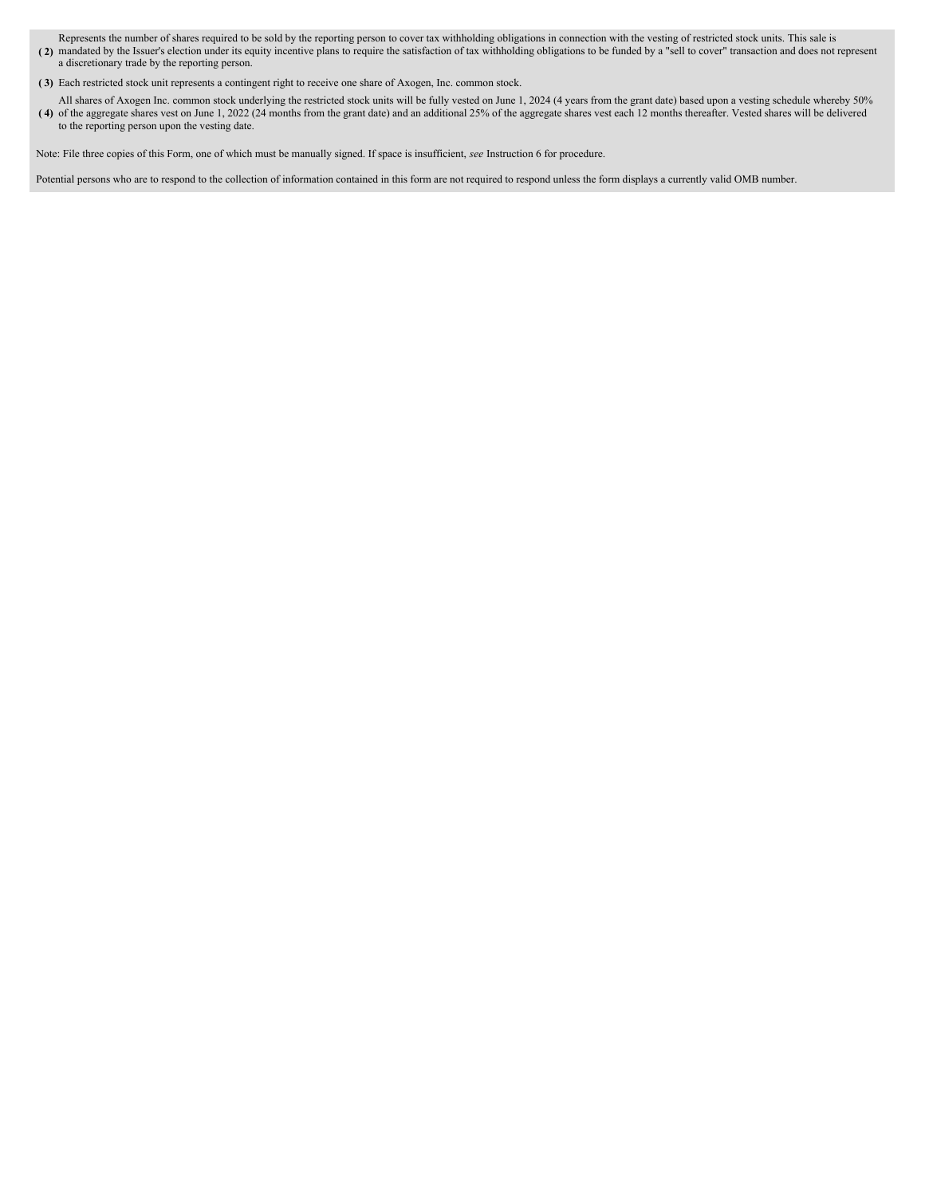**( 2)** Represents the number of shares required to be sold by the reporting person to cover tax withholding obligations in connection with the vesting of restricted stock units. This sale is mandated by the Issuer's election under its equity incentive plans to require the satisfaction of tax withholding obligations to be funded by a "sell to cover" transaction and does not represent a discretionary trade by the reporting person.

**( 3)** Each restricted stock unit represents a contingent right to receive one share of Axogen, Inc. common stock.

**( 4)** All shares of Axogen Inc. common stock underlying the restricted stock units will be fully vested on June 1, 2024 (4 years from the grant date) based upon a vesting schedule whereby 50% of the aggregate shares vest on June 1, 2022 (24 months from the grant date) and an additional 25% of the aggregate shares vest each 12 months thereafter. Vested shares will be delivered to the reporting person upon the vesting date.

Note: File three copies of this Form, one of which must be manually signed. If space is insufficient, *see* Instruction 6 for procedure.

Potential persons who are to respond to the collection of information contained in this form are not required to respond unless the form displays a currently valid OMB number.